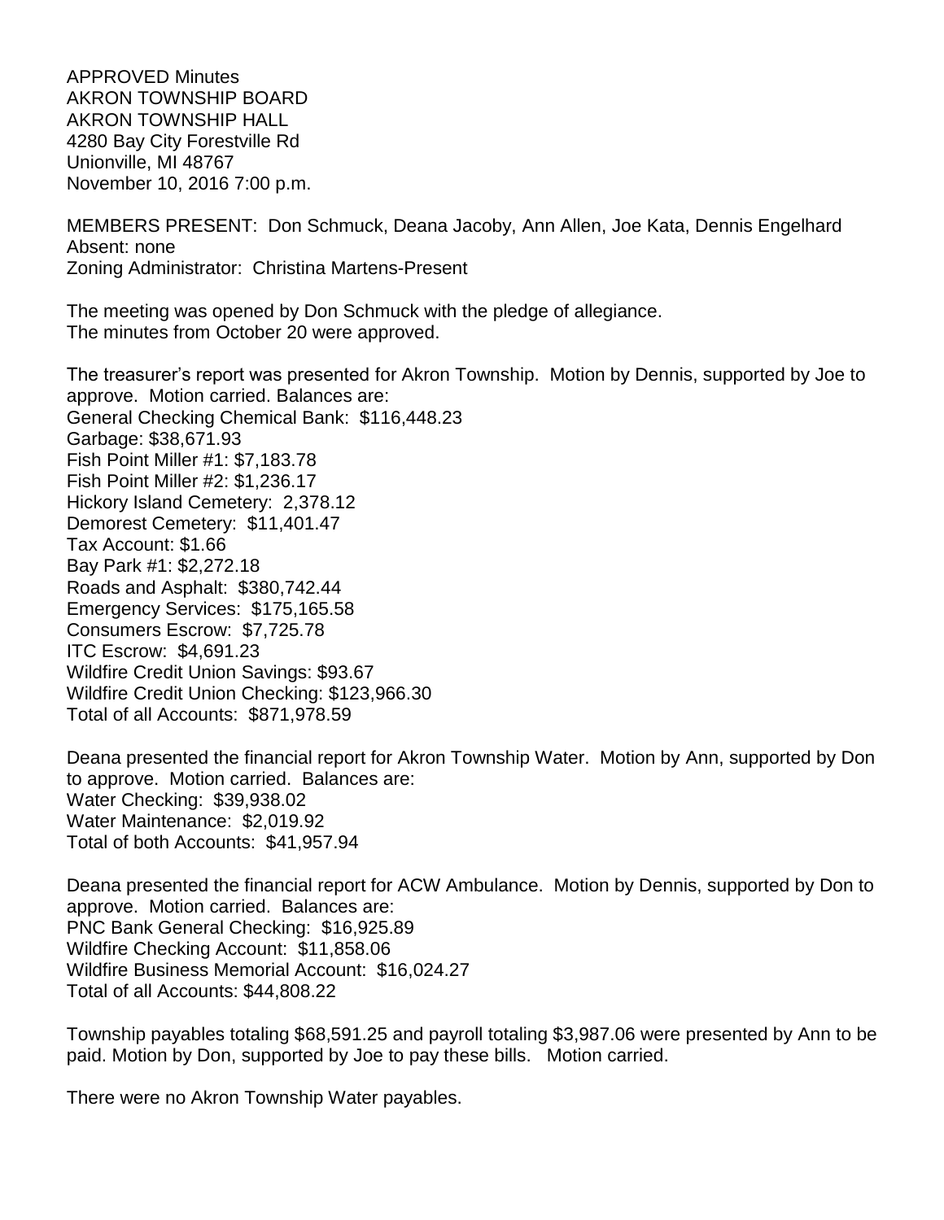APPROVED Minutes
AKRON TOWNSHIP BOARD
AKRON TOWNSHIP HALL
4280 Bay City Forestville Rd
Unionville, MI 48767
November 10, 2016 7:00 p.m.

MEMBERS PRESENT: Don Schmuck, Deana Jacoby, Ann Allen, Joe Kata, Dennis Engelhard
Absent: none
Zoning Administrator: Christina Martens-Present

The meeting was opened by Don Schmuck with the pledge of allegiance.
The minutes from October 20 were approved.

The treasurer's report was presented for Akron Township. Motion by Dennis, supported by Joe to approve. Motion carried. Balances are:
General Checking Chemical Bank: $116,448.23
Garbage: $38,671.93
Fish Point Miller #1: $7,183.78
Fish Point Miller #2: $1,236.17
Hickory Island Cemetery: 2,378.12
Demorest Cemetery: $11,401.47
Tax Account: $1.66
Bay Park #1: $2,272.18
Roads and Asphalt: $380,742.44
Emergency Services: $175,165.58
Consumers Escrow: $7,725.78
ITC Escrow: $4,691.23
Wildfire Credit Union Savings: $93.67
Wildfire Credit Union Checking: $123,966.30
Total of all Accounts: $871,978.59

Deana presented the financial report for Akron Township Water. Motion by Ann, supported by Don to approve. Motion carried. Balances are:
Water Checking: $39,938.02
Water Maintenance: $2,019.92
Total of both Accounts: $41,957.94

Deana presented the financial report for ACW Ambulance. Motion by Dennis, supported by Don to approve. Motion carried. Balances are:
PNC Bank General Checking: $16,925.89
Wildfire Checking Account: $11,858.06
Wildfire Business Memorial Account: $16,024.27
Total of all Accounts: $44,808.22

Township payables totaling $68,591.25 and payroll totaling $3,987.06 were presented by Ann to be paid. Motion by Don, supported by Joe to pay these bills. Motion carried.

There were no Akron Township Water payables.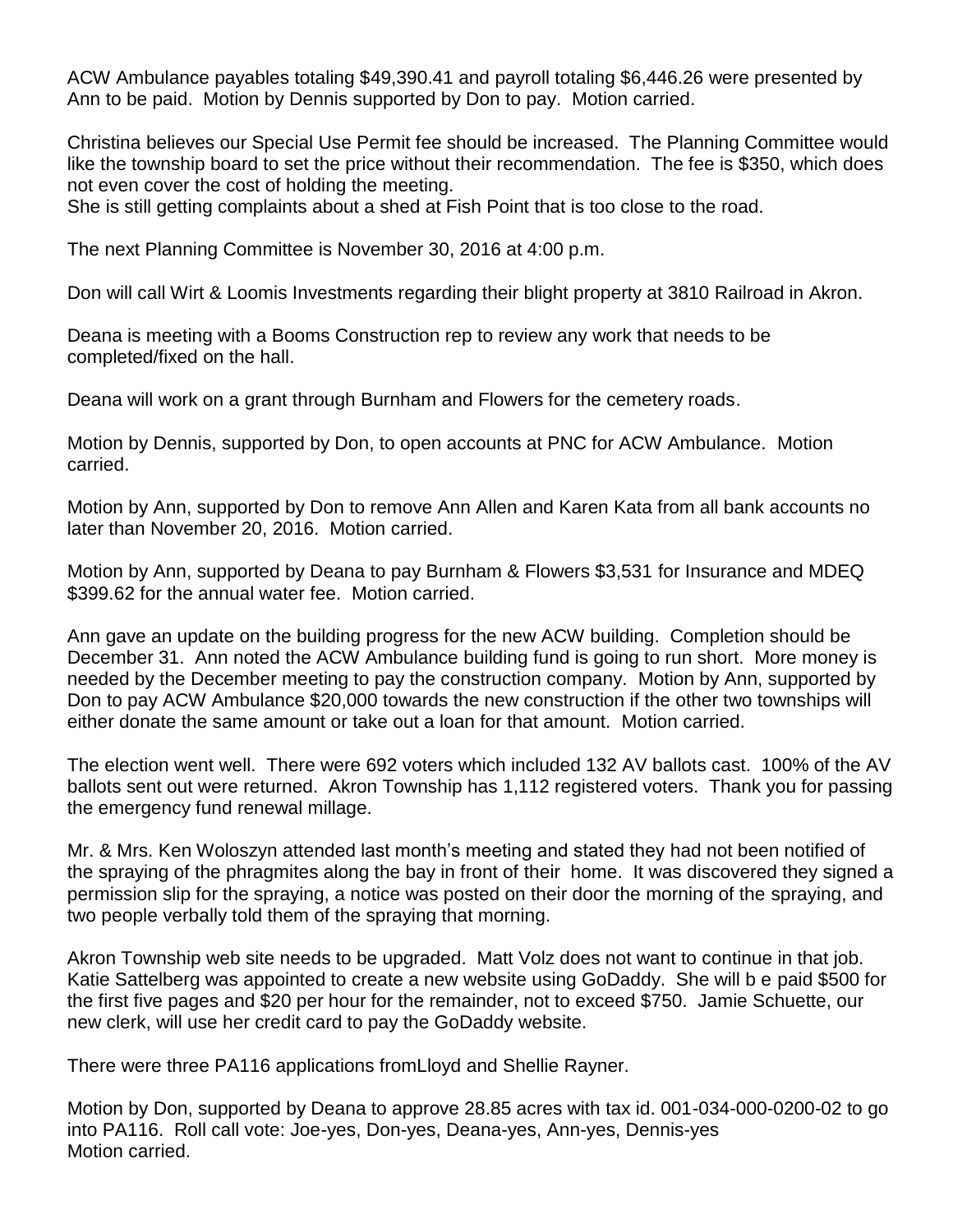ACW Ambulance payables totaling $49,390.41 and payroll totaling $6,446.26 were presented by Ann to be paid. Motion by Dennis supported by Don to pay. Motion carried.

Christina believes our Special Use Permit fee should be increased. The Planning Committee would like the township board to set the price without their recommendation. The fee is $350, which does not even cover the cost of holding the meeting.
She is still getting complaints about a shed at Fish Point that is too close to the road.

The next Planning Committee is November 30, 2016 at 4:00 p.m.

Don will call Wirt & Loomis Investments regarding their blight property at 3810 Railroad in Akron.

Deana is meeting with a Booms Construction rep to review any work that needs to be completed/fixed on the hall.

Deana will work on a grant through Burnham and Flowers for the cemetery roads.

Motion by Dennis, supported by Don, to open accounts at PNC for ACW Ambulance. Motion carried.

Motion by Ann, supported by Don to remove Ann Allen and Karen Kata from all bank accounts no later than November 20, 2016. Motion carried.

Motion by Ann, supported by Deana to pay Burnham & Flowers $3,531 for Insurance and MDEQ $399.62 for the annual water fee. Motion carried.

Ann gave an update on the building progress for the new ACW building. Completion should be December 31. Ann noted the ACW Ambulance building fund is going to run short. More money is needed by the December meeting to pay the construction company. Motion by Ann, supported by Don to pay ACW Ambulance $20,000 towards the new construction if the other two townships will either donate the same amount or take out a loan for that amount. Motion carried.

The election went well. There were 692 voters which included 132 AV ballots cast. 100% of the AV ballots sent out were returned. Akron Township has 1,112 registered voters. Thank you for passing the emergency fund renewal millage.

Mr. & Mrs. Ken Woloszyn attended last month's meeting and stated they had not been notified of the spraying of the phragmites along the bay in front of their home. It was discovered they signed a permission slip for the spraying, a notice was posted on their door the morning of the spraying, and two people verbally told them of the spraying that morning.

Akron Township web site needs to be upgraded. Matt Volz does not want to continue in that job. Katie Sattelberg was appointed to create a new website using GoDaddy. She will b e paid $500 for the first five pages and $20 per hour for the remainder, not to exceed $750. Jamie Schuette, our new clerk, will use her credit card to pay the GoDaddy website.

There were three PA116 applications fromLloyd and Shellie Rayner.

Motion by Don, supported by Deana to approve 28.85 acres with tax id. 001-034-000-0200-02 to go into PA116. Roll call vote: Joe-yes, Don-yes, Deana-yes, Ann-yes, Dennis-yes
Motion carried.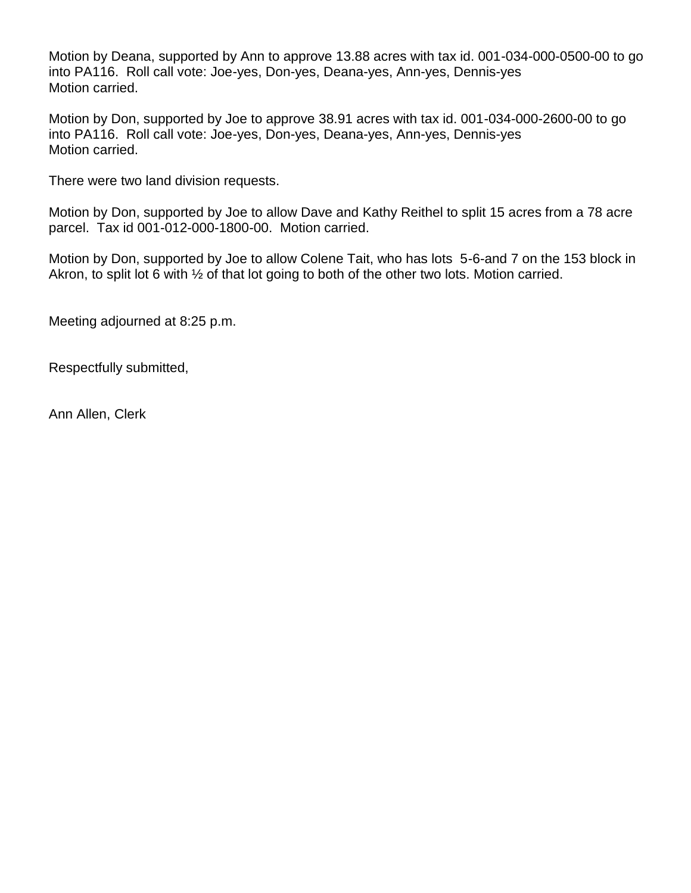Motion by Deana, supported by Ann to approve 13.88 acres with tax id. 001-034-000-0500-00 to go into PA116. Roll call vote: Joe-yes, Don-yes, Deana-yes, Ann-yes, Dennis-yes
Motion carried.

Motion by Don, supported by Joe to approve 38.91 acres with tax id. 001-034-000-2600-00 to go into PA116. Roll call vote: Joe-yes, Don-yes, Deana-yes, Ann-yes, Dennis-yes
Motion carried.

There were two land division requests.

Motion by Don, supported by Joe to allow Dave and Kathy Reithel to split 15 acres from a 78 acre parcel. Tax id 001-012-000-1800-00. Motion carried.

Motion by Don, supported by Joe to allow Colene Tait, who has lots 5-6-and 7 on the 153 block in Akron, to split lot 6 with ½ of that lot going to both of the other two lots. Motion carried.

Meeting adjourned at 8:25 p.m.

Respectfully submitted,

Ann Allen, Clerk